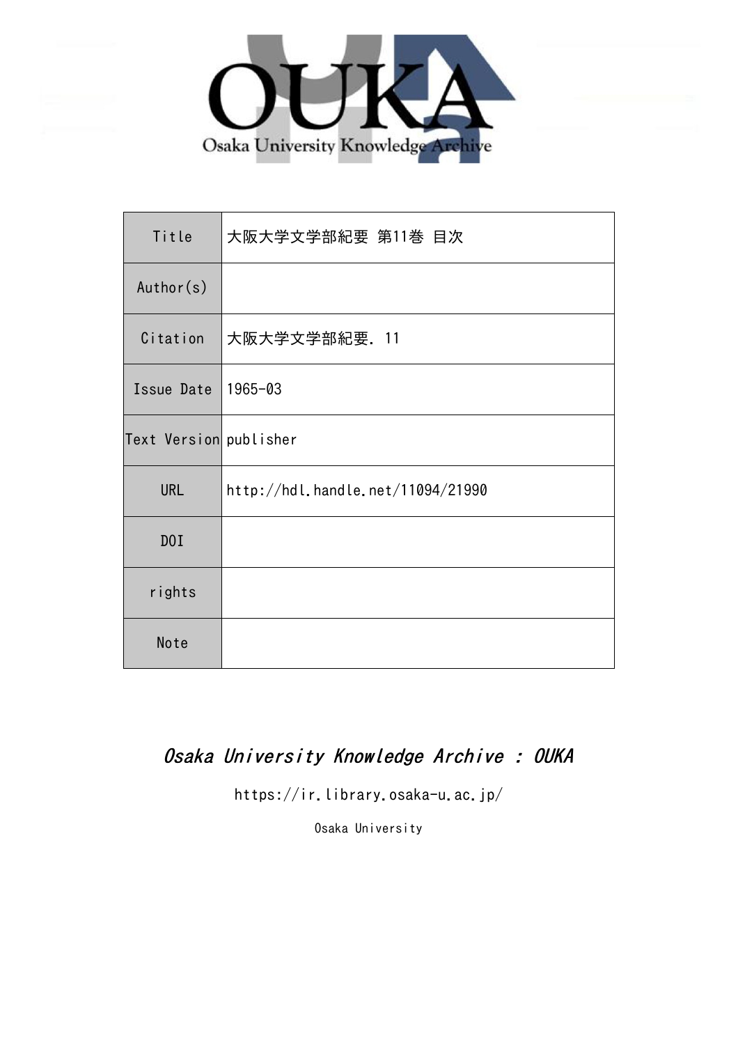| Title | 大阪大学文学部紀要 第11巻 目次 |
| --- | --- |
| Author(s) | |
| Citation | 大阪大学文学部紀要. 11 |
| Issue Date | 1965-03 |
| Text Version | publisher |
| URL | http://hdl.handle.net/11094/21990 |
| DOI | |
| rights | |
| Note | |

*Osaka University Knowledge Archive : OUKA*

https://ir.library.osaka-u.ac.jp/

Osaka University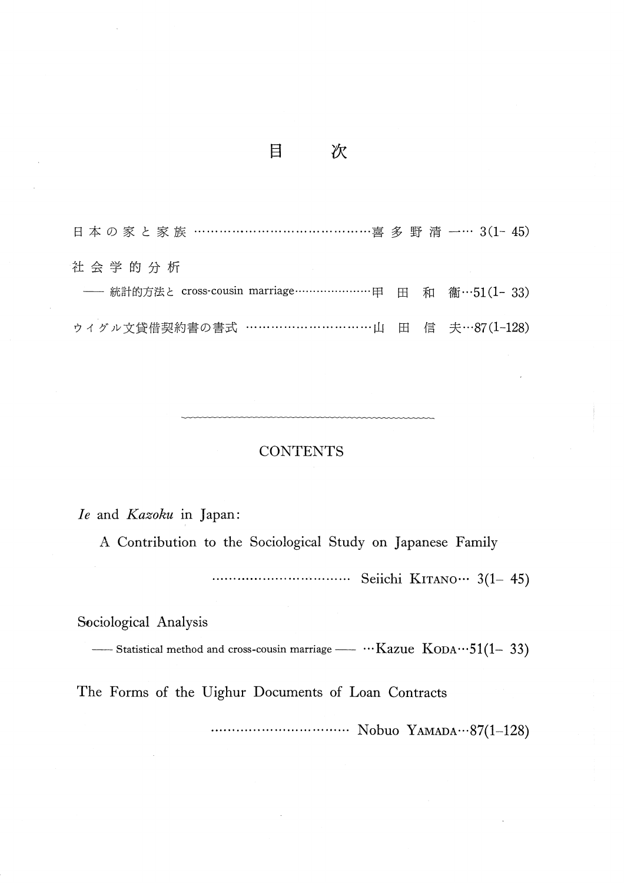# 目　次

日本の家と家族 ……………………………………喜多野清一… 3(1- 45)

社会学的分析
—— 統計的方法と cross-cousin marriage…………………甲田和衞…51(1- 33)

ウイグル文貸借契約書の書式 …………………………山田信夫…87(1-128)

---

## CONTENTS

*Ie* and *Kazoku* in Japan:
A Contribution to the Sociological Study on Japanese Family
…………………………… Seiichi KITANO… 3(1- 45)

Sociological Analysis
—— Statistical method and cross-cousin marriage —— …Kazue KODA…51(1- 33)

The Forms of the Uighur Documents of Loan Contracts
…………………………… Nobuo YAMADA…87(1-128)